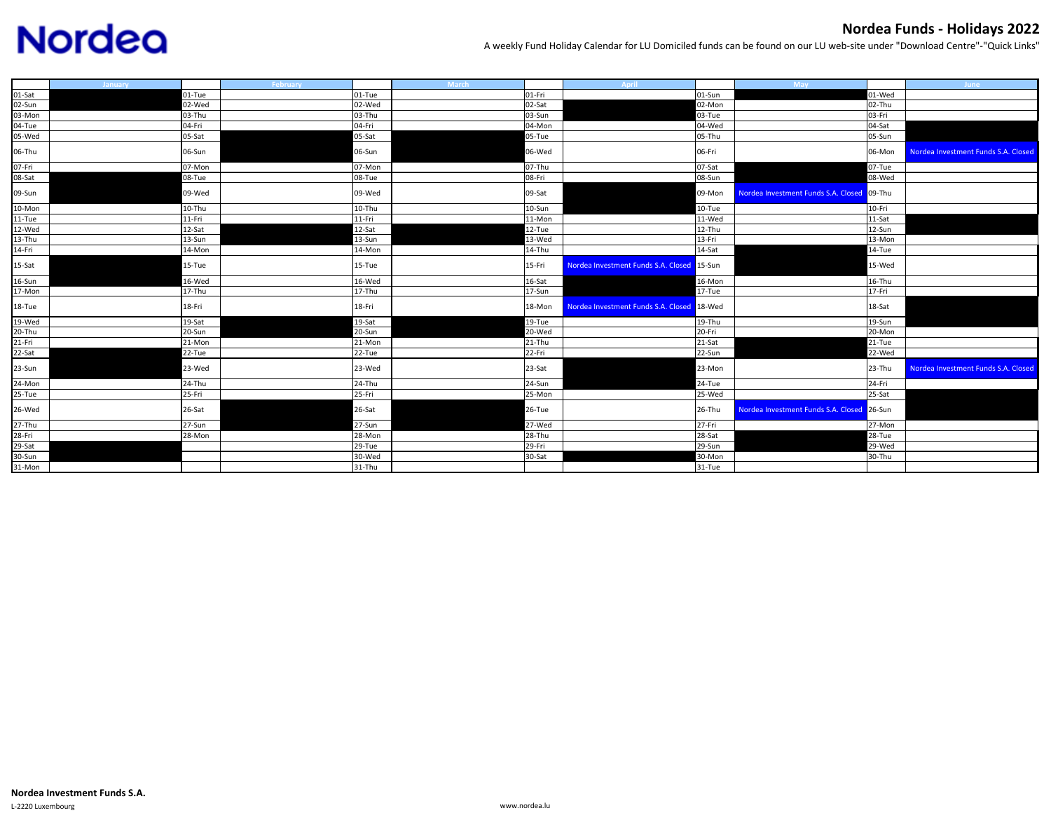# Nordea Funds - Holidays 2022

A weekly Fund Holiday Calendar for LU Domiciled funds can be found on our LU web-site under "Download Centre"-"Quick Links"

| | January | | February | | March | | April | | May | | June |
|---|---|---|---|---|---|---|---|---|---|---|---|
| 01-Sat | | 01-Tue | | 01-Tue | | 01-Fri | | 01-Sun | | 01-Wed | |
| 02-Sun | | 02-Wed | | 02-Wed | | 02-Sat | | 02-Mon | | 02-Thu | |
| 03-Mon | | 03-Thu | | 03-Thu | | 03-Sun | | 03-Tue | | 03-Fri | |
| 04-Tue | | 04-Fri | | 04-Fri | | 04-Mon | | 04-Wed | | 04-Sat | |
| 05-Wed | | 05-Sat | | 05-Sat | | 05-Tue | | 05-Thu | | 05-Sun | |
| 06-Thu | | 06-Sun | | 06-Sun | | 06-Wed | | 06-Fri | | 06-Mon | Nordea Investment Funds S.A. Closed |
| 07-Fri | | 07-Mon | | 07-Mon | | 07-Thu | | 07-Sat | | 07-Tue | |
| 08-Sat | | 08-Tue | | 08-Tue | | 08-Fri | | 08-Sun | | 08-Wed | |
| 09-Sun | | 09-Wed | | 09-Wed | | 09-Sat | | 09-Mon | Nordea Investment Funds S.A. Closed | 09-Thu | |
| 10-Mon | | 10-Thu | | 10-Thu | | 10-Sun | | 10-Tue | | 10-Fri | |
| 11-Tue | | 11-Fri | | 11-Fri | | 11-Mon | | 11-Wed | | 11-Sat | |
| 12-Wed | | 12-Sat | | 12-Sat | | 12-Tue | | 12-Thu | | 12-Sun | |
| 13-Thu | | 13-Sun | | 13-Sun | | 13-Wed | | 13-Fri | | 13-Mon | |
| 14-Fri | | 14-Mon | | 14-Mon | | 14-Thu | | 14-Sat | | 14-Tue | |
| 15-Sat | | 15-Tue | | 15-Tue | | 15-Fri | Nordea Investment Funds S.A. Closed | 15-Sun | | 15-Wed | |
| 16-Sun | | 16-Wed | | 16-Wed | | 16-Sat | | 16-Mon | | 16-Thu | |
| 17-Mon | | 17-Thu | | 17-Thu | | 17-Sun | | 17-Tue | | 17-Fri | |
| 18-Tue | | 18-Fri | | 18-Fri | | 18-Mon | Nordea Investment Funds S.A. Closed | 18-Wed | | 18-Sat | |
| 19-Wed | | 19-Sat | | 19-Sat | | 19-Tue | | 19-Thu | | 19-Sun | |
| 20-Thu | | 20-Sun | | 20-Sun | | 20-Wed | | 20-Fri | | 20-Mon | |
| 21-Fri | | 21-Mon | | 21-Mon | | 21-Thu | | 21-Sat | | 21-Tue | |
| 22-Sat | | 22-Tue | | 22-Tue | | 22-Fri | | 22-Sun | | 22-Wed | |
| 23-Sun | | 23-Wed | | 23-Wed | | 23-Sat | | 23-Mon | | 23-Thu | Nordea Investment Funds S.A. Closed |
| 24-Mon | | 24-Thu | | 24-Thu | | 24-Sun | | 24-Tue | | 24-Fri | |
| 25-Tue | | 25-Fri | | 25-Fri | | 25-Mon | | 25-Wed | | 25-Sat | |
| 26-Wed | | 26-Sat | | 26-Sat | | 26-Tue | | 26-Thu | Nordea Investment Funds S.A. Closed | 26-Sun | |
| 27-Thu | | 27-Sun | | 27-Sun | | 27-Wed | | 27-Fri | | 27-Mon | |
| 28-Fri | | 28-Mon | | 28-Mon | | 28-Thu | | 28-Sat | | 28-Tue | |
| 29-Sat | | | | 29-Tue | | 29-Fri | | 29-Sun | | 29-Wed | |
| 30-Sun | | | | 30-Wed | | 30-Sat | | 30-Mon | | 30-Thu | |
| 31-Mon | | | | 31-Thu | | | | 31-Tue | | | |

**Nordea Investment Funds S.A.**

L-2220 Luxembourg

www.nordea.lu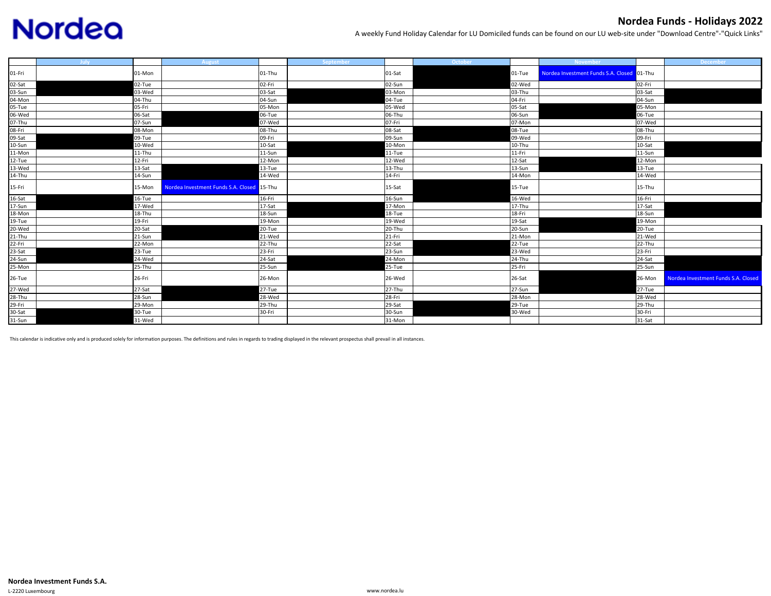# Nordea Funds - Holidays 2022

A weekly Fund Holiday Calendar for LU Domiciled funds can be found on our LU web-site under "Download Centre"-"Quick Links"

| | July | | August | | September | | October | | November | | December |
|---|---|---|---|---|---|---|---|---|---|---|---|
| 01-Fri | | 01-Mon | | 01-Thu | | 01-Sat | | 01-Tue | Nordea Investment Funds S.A. Closed | 01-Thu | |
| 02-Sat | | 02-Tue | | 02-Fri | | 02-Sun | | 02-Wed | | 02-Fri | |
| 03-Sun | | 03-Wed | | 03-Sat | | 03-Mon | | 03-Thu | | 03-Sat | |
| 04-Mon | | 04-Thu | | 04-Sun | | 04-Tue | | 04-Fri | | 04-Sun | |
| 05-Tue | | 05-Fri | | 05-Mon | | 05-Wed | | 05-Sat | | 05-Mon | |
| 06-Wed | | 06-Sat | | 06-Tue | | 06-Thu | | 06-Sun | | 06-Tue | |
| 07-Thu | | 07-Sun | | 07-Wed | | 07-Fri | | 07-Mon | | 07-Wed | |
| 08-Fri | | 08-Mon | | 08-Thu | | 08-Sat | | 08-Tue | | 08-Thu | |
| 09-Sat | | 09-Tue | | 09-Fri | | 09-Sun | | 09-Wed | | 09-Fri | |
| 10-Sun | | 10-Wed | | 10-Sat | | 10-Mon | | 10-Thu | | 10-Sat | |
| 11-Mon | | 11-Thu | | 11-Sun | | 11-Tue | | 11-Fri | | 11-Sun | |
| 12-Tue | | 12-Fri | | 12-Mon | | 12-Wed | | 12-Sat | | 12-Mon | |
| 13-Wed | | 13-Sat | | 13-Tue | | 13-Thu | | 13-Sun | | 13-Tue | |
| 14-Thu | | 14-Sun | | 14-Wed | | 14-Fri | | 14-Mon | | 14-Wed | |
| 15-Fri | | 15-Mon | Nordea Investment Funds S.A. Closed | 15-Thu | | 15-Sat | | 15-Tue | | 15-Thu | |
| 16-Sat | | 16-Tue | | 16-Fri | | 16-Sun | | 16-Wed | | 16-Fri | |
| 17-Sun | | 17-Wed | | 17-Sat | | 17-Mon | | 17-Thu | | 17-Sat | |
| 18-Mon | | 18-Thu | | 18-Sun | | 18-Tue | | 18-Fri | | 18-Sun | |
| 19-Tue | | 19-Fri | | 19-Mon | | 19-Wed | | 19-Sat | | 19-Mon | |
| 20-Wed | | 20-Sat | | 20-Tue | | 20-Thu | | 20-Sun | | 20-Tue | |
| 21-Thu | | 21-Sun | | 21-Wed | | 21-Fri | | 21-Mon | | 21-Wed | |
| 22-Fri | | 22-Mon | | 22-Thu | | 22-Sat | | 22-Tue | | 22-Thu | |
| 23-Sat | | 23-Tue | | 23-Fri | | 23-Sun | | 23-Wed | | 23-Fri | |
| 24-Sun | | 24-Wed | | 24-Sat | | 24-Mon | | 24-Thu | | 24-Sat | |
| 25-Mon | | 25-Thu | | 25-Sun | | 25-Tue | | 25-Fri | | 25-Sun | |
| 26-Tue | | 26-Fri | | 26-Mon | | 26-Wed | | 26-Sat | | 26-Mon | Nordea Investment Funds S.A. Closed |
| 27-Wed | | 27-Sat | | 27-Tue | | 27-Thu | | 27-Sun | | 27-Tue | |
| 28-Thu | | 28-Sun | | 28-Wed | | 28-Fri | | 28-Mon | | 28-Wed | |
| 29-Fri | | 29-Mon | | 29-Thu | | 29-Sat | | 29-Tue | | 29-Thu | |
| 30-Sat | | 30-Tue | | 30-Fri | | 30-Sun | | 30-Wed | | 30-Fri | |
| 31-Sun | | 31-Wed | | | | 31-Mon | | | | 31-Sat | |

This calendar is indicative only and is produced solely for information purposes. The definitions and rules in regards to trading displayed in the relevant prospectus shall prevail in all instances.

**Nordea Investment Funds S.A.**

L-2220 Luxembourg

www.nordea.lu